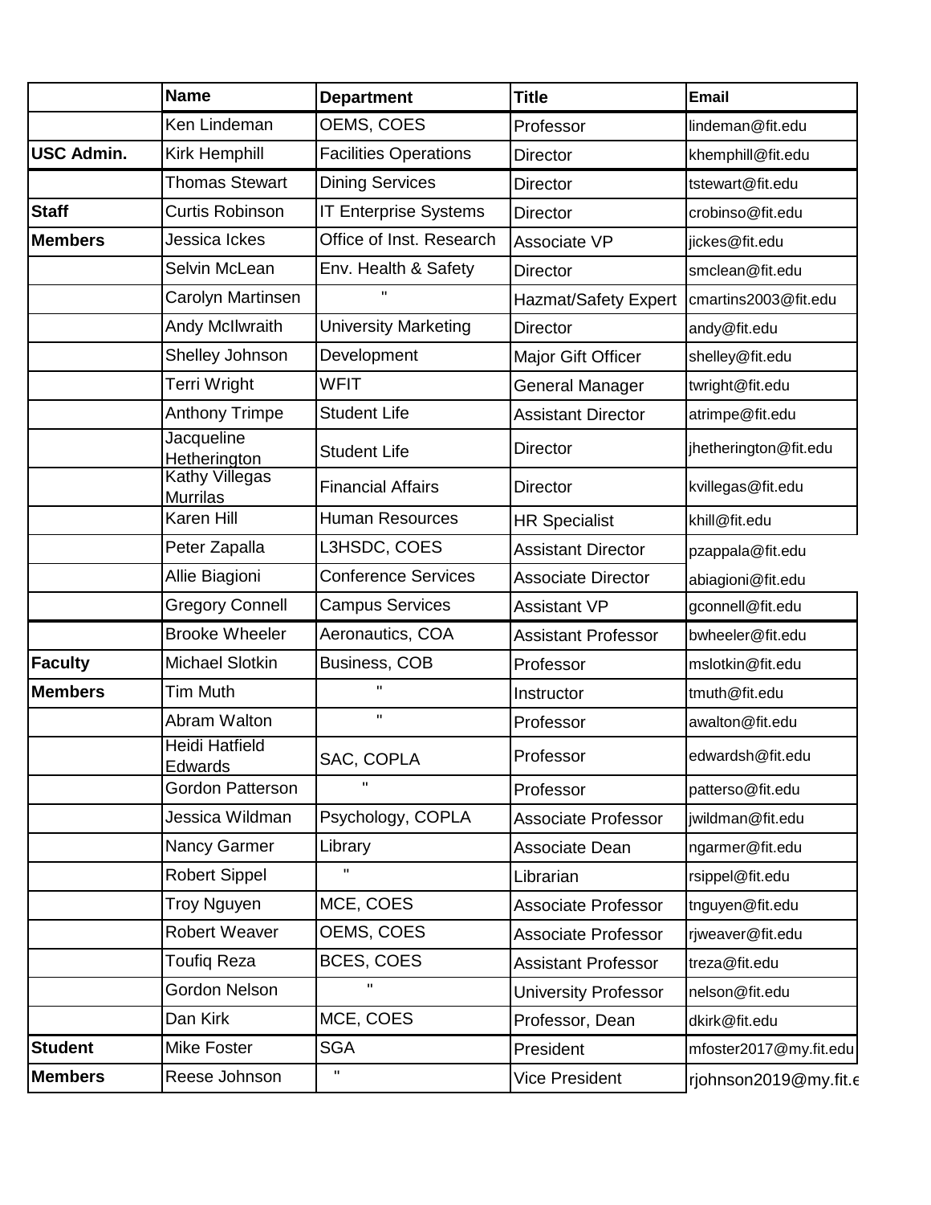| | Name | Department | Title | Email |
|---|---|---|---|---|
| | Ken Lindeman | OEMS, COES | Professor | lindeman@fit.edu |
| **USC Admin.** | Kirk Hemphill | Facilities Operations | Director | khemphill@fit.edu |
| | Thomas Stewart | Dining Services | Director | tstewart@fit.edu |
| **Staff** | Curtis Robinson | IT Enterprise Systems | Director | crobinso@fit.edu |
| **Members** | Jessica Ickes | Office of Inst. Research | Associate VP | jickes@fit.edu |
| | Selvin McLean | Env. Health & Safety | Director | smclean@fit.edu |
| | Carolyn Martinsen | " | Hazmat/Safety Expert | cmartins2003@fit.edu |
| | Andy McIlwraith | University Marketing | Director | andy@fit.edu |
| | Shelley Johnson | Development | Major Gift Officer | shelley@fit.edu |
| | Terri Wright | WFIT | General Manager | twright@fit.edu |
| | Anthony Trimpe | Student Life | Assistant Director | atrimpe@fit.edu |
| | Jacqueline Hetherington | Student Life | Director | jhetherington@fit.edu |
| | Kathy Villegas Murrilas | Financial Affairs | Director | kvillegas@fit.edu |
| | Karen Hill | Human Resources | HR Specialist | khill@fit.edu |
| | Peter Zapalla | L3HSDC, COES | Assistant Director | pzappala@fit.edu |
| | Allie Biagioni | Conference Services | Associate Director | abiagioni@fit.edu |
| | Gregory Connell | Campus Services | Assistant VP | gconnell@fit.edu |
| | Brooke Wheeler | Aeronautics, COA | Assistant Professor | bwheeler@fit.edu |
| **Faculty** | Michael Slotkin | Business, COB | Professor | mslotkin@fit.edu |
| **Members** | Tim Muth | " | Instructor | tmuth@fit.edu |
| | Abram Walton | " | Professor | awalton@fit.edu |
| | Heidi Hatfield Edwards | SAC, COPLA | Professor | edwardsh@fit.edu |
| | Gordon Patterson | " | Professor | patterso@fit.edu |
| | Jessica Wildman | Psychology, COPLA | Associate Professor | jwildman@fit.edu |
| | Nancy Garmer | Library | Associate Dean | ngarmer@fit.edu |
| | Robert Sippel | " | Librarian | rsippel@fit.edu |
| | Troy Nguyen | MCE, COES | Associate Professor | tnguyen@fit.edu |
| | Robert Weaver | OEMS, COES | Associate Professor | rjweaver@fit.edu |
| | Toufiq Reza | BCES, COES | Assistant Professor | treza@fit.edu |
| | Gordon Nelson | " | University Professor | nelson@fit.edu |
| | Dan Kirk | MCE, COES | Professor, Dean | dkirk@fit.edu |
| **Student** | Mike Foster | SGA | President | mfoster2017@my.fit.edu |
| **Members** | Reese Johnson | " | Vice President | rjohnson2019@my.fit.e |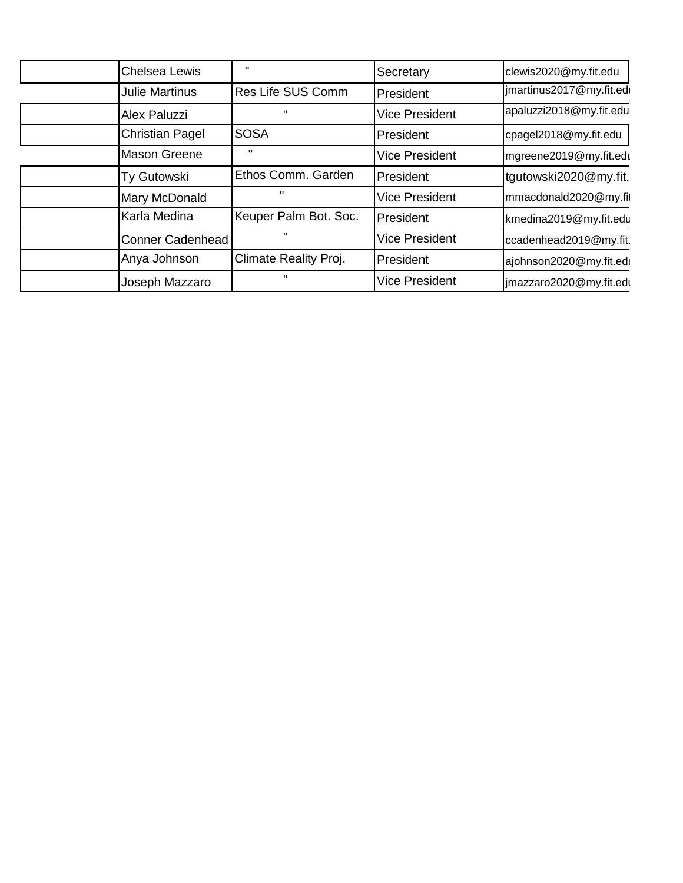| | | | | |
|---|---|---|---|---|
| | Chelsea Lewis | " | Secretary | clewis2020@my.fit.edu |
| | Julie Martinus | Res Life SUS Comm | President | jmartinus2017@my.fit.edu |
| | Alex Paluzzi | " | Vice President | apaluzzi2018@my.fit.edu |
| | Christian Pagel | SOSA | President | cpagel2018@my.fit.edu |
| | Mason Greene | " | Vice President | mgreene2019@my.fit.edu |
| | Ty Gutowski | Ethos Comm. Garden | President | tgutowski2020@my.fit. |
| | Mary McDonald | " | Vice President | mmacdonald2020@my.fit |
| | Karla Medina | Keuper Palm Bot. Soc. | President | kmedina2019@my.fit.edu |
| | Conner Cadenhead | " | Vice President | ccadenhead2019@my.fit. |
| | Anya Johnson | Climate Reality Proj. | President | ajohnson2020@my.fit.edu |
| | Joseph Mazzaro | " | Vice President | jmazzaro2020@my.fit.edu |